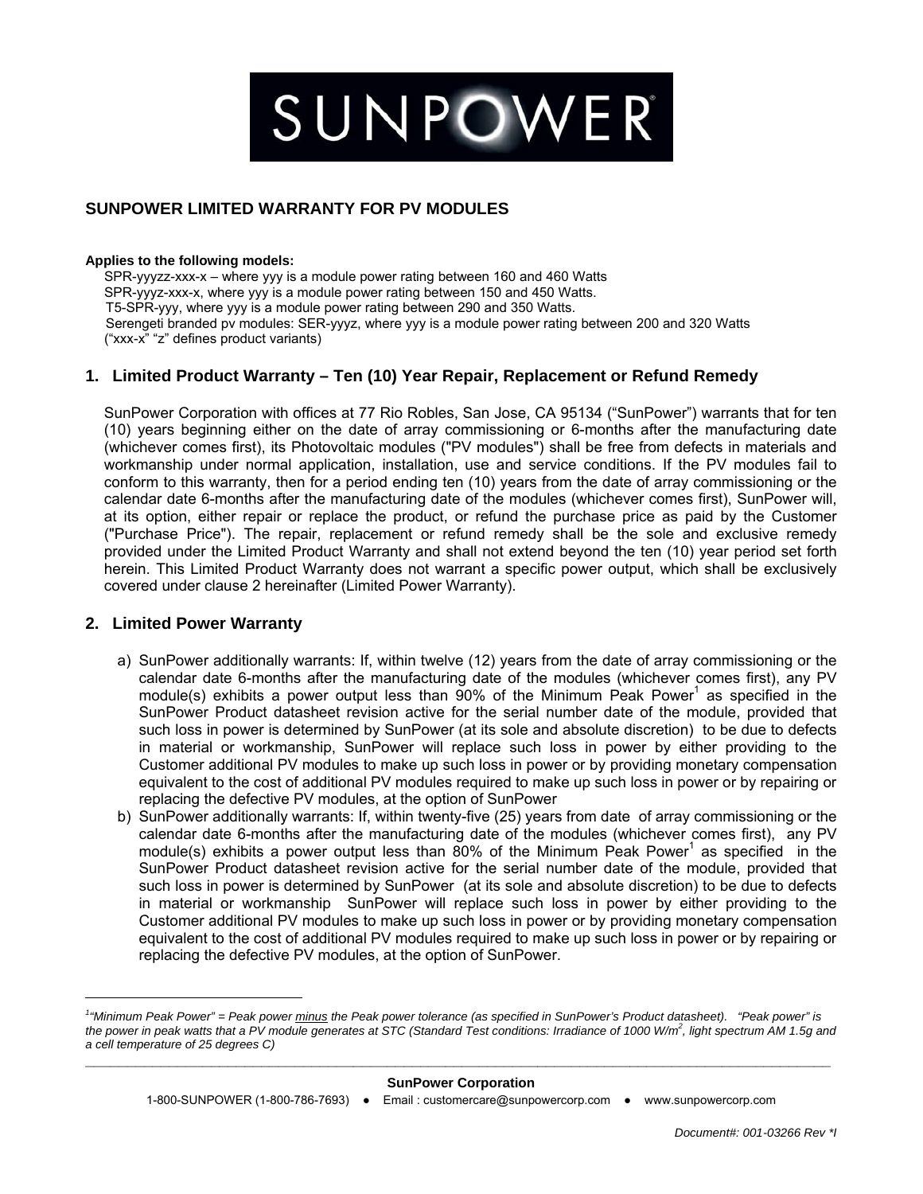SUNPOWER

## SUNPOWER LIMITED WARRANTY FOR PV MODULES

**Applies to the following models:**

SPR-yyyzz-xxx-x – where yyy is a module power rating between 160 and 460 Watts
SPR-yyyz-xxx-x, where yyy is a module power rating between 150 and 450 Watts.
T5-SPR-yyy, where yyy is a module power rating between 290 and 350 Watts.
Serengeti branded pv modules: SER-yyyz, where yyy is a module power rating between 200 and 320 Watts
("xxx-x" "z" defines product variants)

### 1. Limited Product Warranty – Ten (10) Year Repair, Replacement or Refund Remedy

SunPower Corporation with offices at 77 Rio Robles, San Jose, CA 95134 ("SunPower") warrants that for ten (10) years beginning either on the date of array commissioning or 6-months after the manufacturing date (whichever comes first), its Photovoltaic modules ("PV modules") shall be free from defects in materials and workmanship under normal application, installation, use and service conditions. If the PV modules fail to conform to this warranty, then for a period ending ten (10) years from the date of array commissioning or the calendar date 6-months after the manufacturing date of the modules (whichever comes first), SunPower will, at its option, either repair or replace the product, or refund the purchase price as paid by the Customer ("Purchase Price"). The repair, replacement or refund remedy shall be the sole and exclusive remedy provided under the Limited Product Warranty and shall not extend beyond the ten (10) year period set forth herein. This Limited Product Warranty does not warrant a specific power output, which shall be exclusively covered under clause 2 hereinafter (Limited Power Warranty).

### 2. Limited Power Warranty

a) SunPower additionally warrants: If, within twelve (12) years from the date of array commissioning or the calendar date 6-months after the manufacturing date of the modules (whichever comes first), any PV module(s) exhibits a power output less than 90% of the Minimum Peak Power[1] as specified in the SunPower Product datasheet revision active for the serial number date of the module, provided that such loss in power is determined by SunPower (at its sole and absolute discretion) to be due to defects in material or workmanship, SunPower will replace such loss in power by either providing to the Customer additional PV modules to make up such loss in power or by providing monetary compensation equivalent to the cost of additional PV modules required to make up such loss in power or by repairing or replacing the defective PV modules, at the option of SunPower

b) SunPower additionally warrants: If, within twenty-five (25) years from date of array commissioning or the calendar date 6-months after the manufacturing date of the modules (whichever comes first), any PV module(s) exhibits a power output less than 80% of the Minimum Peak Power[1] as specified in the SunPower Product datasheet revision active for the serial number date of the module, provided that such loss in power is determined by SunPower (at its sole and absolute discretion) to be due to defects in material or workmanship SunPower will replace such loss in power by either providing to the Customer additional PV modules to make up such loss in power or by providing monetary compensation equivalent to the cost of additional PV modules required to make up such loss in power or by repairing or replacing the defective PV modules, at the option of SunPower.

---

*[1] "Minimum Peak Power" = Peak power minus the Peak power tolerance (as specified in SunPower's Product datasheet). "Peak power" is the power in peak watts that a PV module generates at STC (Standard Test conditions: Irradiance of 1000 W/m$^2$, light spectrum AM 1.5g and a cell temperature of 25 degrees C)*

**SunPower Corporation**
1-800-SUNPOWER (1-800-786-7693) ● Email : customercare@sunpowercorp.com ● www.sunpowercorp.com

*Document#: 001-03266 Rev \*I*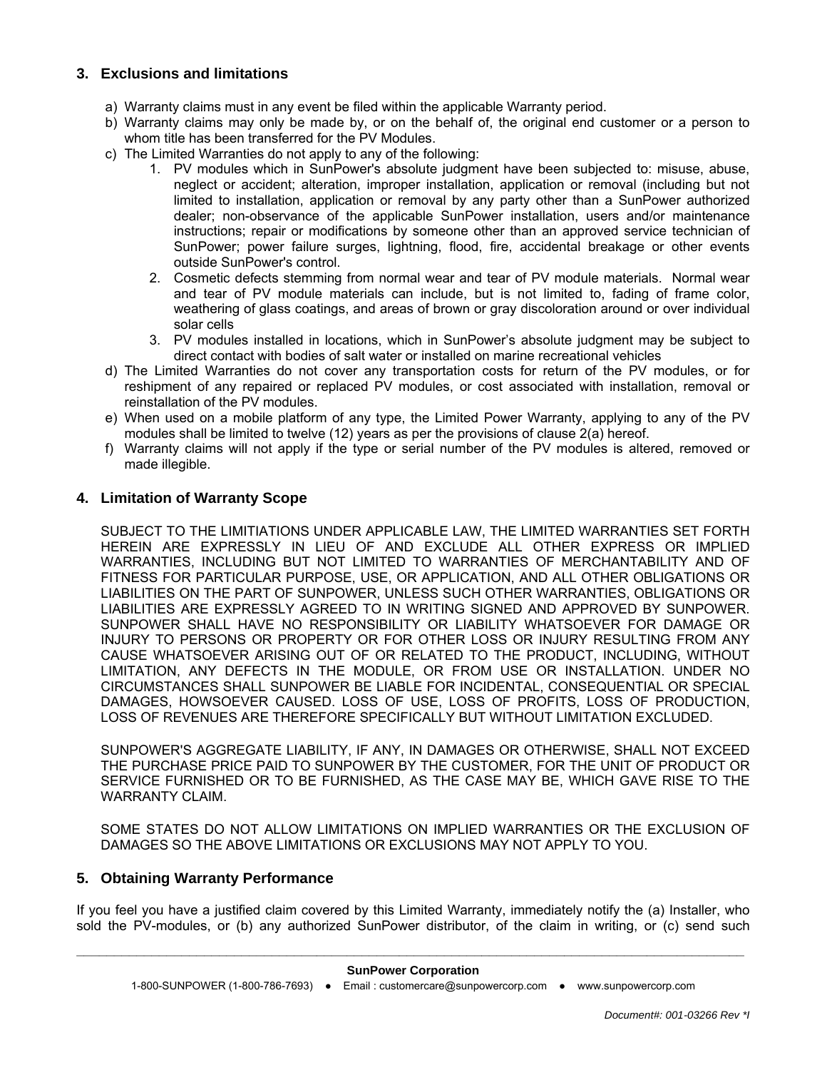## 3. Exclusions and limitations

a) Warranty claims must in any event be filed within the applicable Warranty period.
b) Warranty claims may only be made by, or on the behalf of, the original end customer or a person to whom title has been transferred for the PV Modules.
c) The Limited Warranties do not apply to any of the following:
    1. PV modules which in SunPower's absolute judgment have been subjected to: misuse, abuse, neglect or accident; alteration, improper installation, application or removal (including but not limited to installation, application or removal by any party other than a SunPower authorized dealer; non-observance of the applicable SunPower installation, users and/or maintenance instructions; repair or modifications by someone other than an approved service technician of SunPower; power failure surges, lightning, flood, fire, accidental breakage or other events outside SunPower's control.
    2. Cosmetic defects stemming from normal wear and tear of PV module materials. Normal wear and tear of PV module materials can include, but is not limited to, fading of frame color, weathering of glass coatings, and areas of brown or gray discoloration around or over individual solar cells
    3. PV modules installed in locations, which in SunPower's absolute judgment may be subject to direct contact with bodies of salt water or installed on marine recreational vehicles
d) The Limited Warranties do not cover any transportation costs for return of the PV modules, or for reshipment of any repaired or replaced PV modules, or cost associated with installation, removal or reinstallation of the PV modules.
e) When used on a mobile platform of any type, the Limited Power Warranty, applying to any of the PV modules shall be limited to twelve (12) years as per the provisions of clause 2(a) hereof.
f) Warranty claims will not apply if the type or serial number of the PV modules is altered, removed or made illegible.

## 4. Limitation of Warranty Scope

SUBJECT TO THE LIMITIATIONS UNDER APPLICABLE LAW, THE LIMITED WARRANTIES SET FORTH HEREIN ARE EXPRESSLY IN LIEU OF AND EXCLUDE ALL OTHER EXPRESS OR IMPLIED WARRANTIES, INCLUDING BUT NOT LIMITED TO WARRANTIES OF MERCHANTABILITY AND OF FITNESS FOR PARTICULAR PURPOSE, USE, OR APPLICATION, AND ALL OTHER OBLIGATIONS OR LIABILITIES ON THE PART OF SUNPOWER, UNLESS SUCH OTHER WARRANTIES, OBLIGATIONS OR LIABILITIES ARE EXPRESSLY AGREED TO IN WRITING SIGNED AND APPROVED BY SUNPOWER. SUNPOWER SHALL HAVE NO RESPONSIBILITY OR LIABILITY WHATSOEVER FOR DAMAGE OR INJURY TO PERSONS OR PROPERTY OR FOR OTHER LOSS OR INJURY RESULTING FROM ANY CAUSE WHATSOEVER ARISING OUT OF OR RELATED TO THE PRODUCT, INCLUDING, WITHOUT LIMITATION, ANY DEFECTS IN THE MODULE, OR FROM USE OR INSTALLATION. UNDER NO CIRCUMSTANCES SHALL SUNPOWER BE LIABLE FOR INCIDENTAL, CONSEQUENTIAL OR SPECIAL DAMAGES, HOWSOEVER CAUSED. LOSS OF USE, LOSS OF PROFITS, LOSS OF PRODUCTION, LOSS OF REVENUES ARE THEREFORE SPECIFICALLY BUT WITHOUT LIMITATION EXCLUDED.

SUNPOWER'S AGGREGATE LIABILITY, IF ANY, IN DAMAGES OR OTHERWISE, SHALL NOT EXCEED THE PURCHASE PRICE PAID TO SUNPOWER BY THE CUSTOMER, FOR THE UNIT OF PRODUCT OR SERVICE FURNISHED OR TO BE FURNISHED, AS THE CASE MAY BE, WHICH GAVE RISE TO THE WARRANTY CLAIM.

SOME STATES DO NOT ALLOW LIMITATIONS ON IMPLIED WARRANTIES OR THE EXCLUSION OF DAMAGES SO THE ABOVE LIMITATIONS OR EXCLUSIONS MAY NOT APPLY TO YOU.

## 5. Obtaining Warranty Performance

If you feel you have a justified claim covered by this Limited Warranty, immediately notify the (a) Installer, who sold the PV-modules, or (b) any authorized SunPower distributor, of the claim in writing, or (c) send such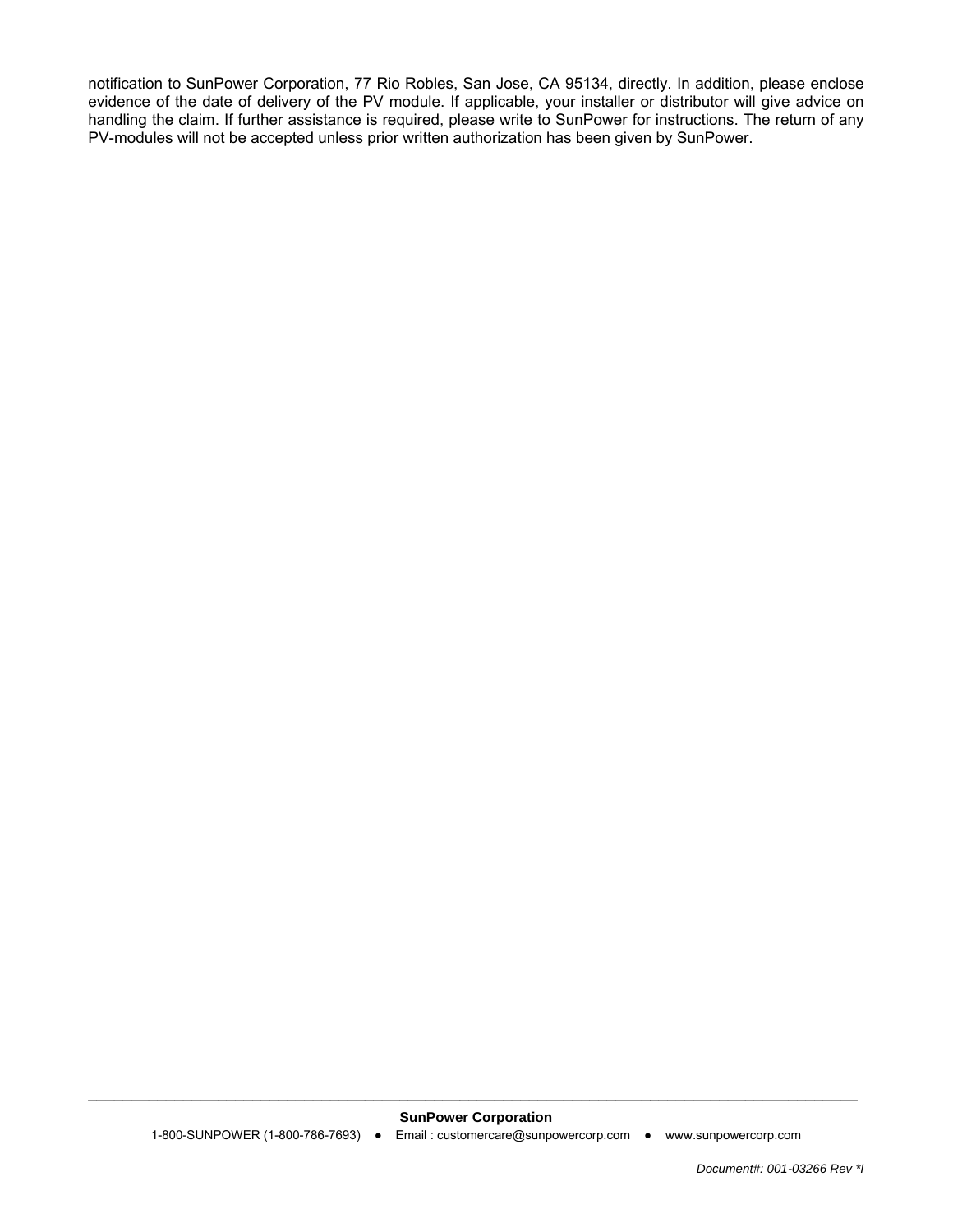notification to SunPower Corporation, 77 Rio Robles, San Jose, CA 95134, directly. In addition, please enclose evidence of the date of delivery of the PV module. If applicable, your installer or distributor will give advice on handling the claim. If further assistance is required, please write to SunPower for instructions. The return of any PV-modules will not be accepted unless prior written authorization has been given by SunPower.